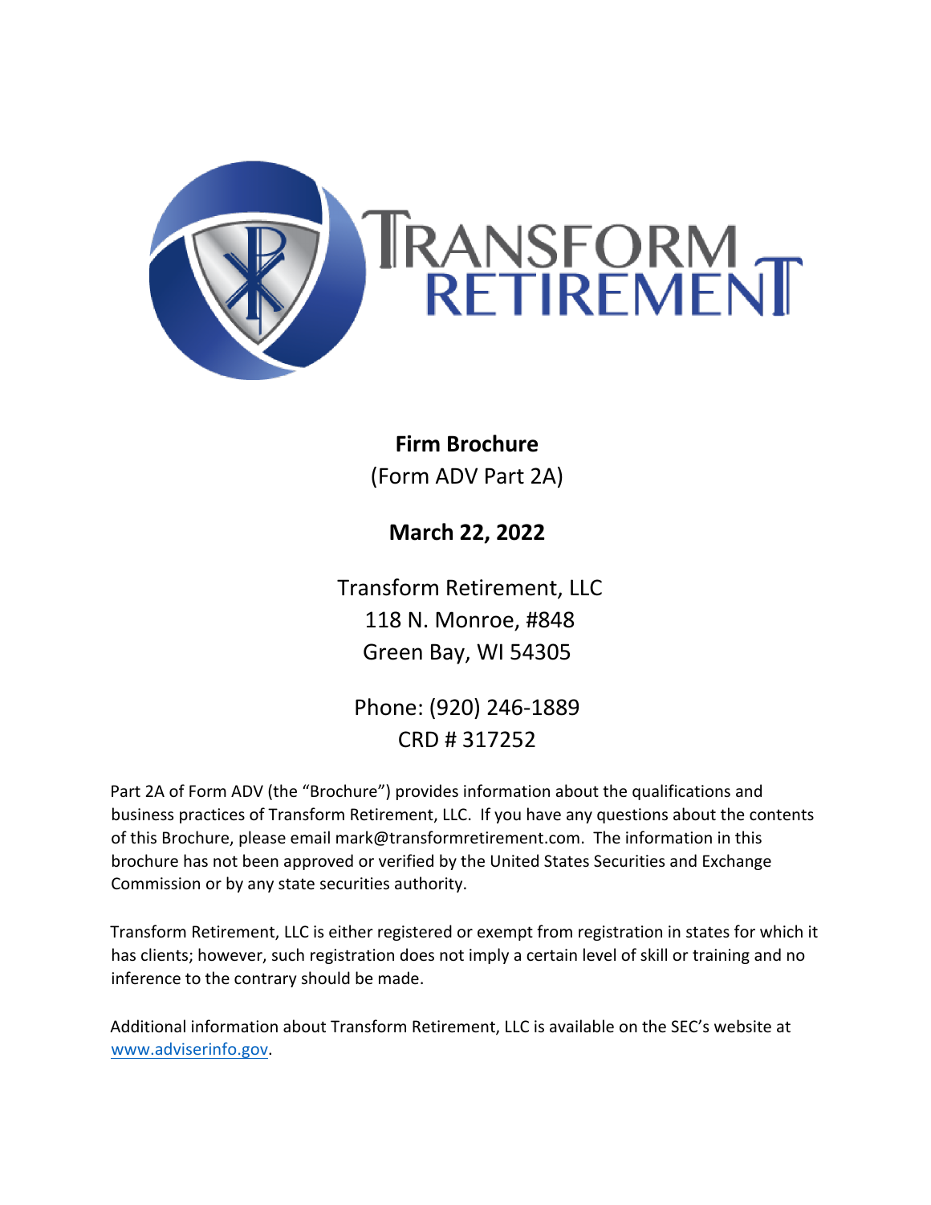TRANSFORM RETIREMENT

**Firm Brochure**
(Form ADV Part 2A)

**March 22, 2022**

Transform Retirement, LLC
118 N. Monroe, #848
Green Bay, WI 54305

Phone: (920) 246-1889
CRD # 317252

Part 2A of Form ADV (the "Brochure") provides information about the qualifications and business practices of Transform Retirement, LLC. If you have any questions about the contents of this Brochure, please email mark@transformretirement.com. The information in this brochure has not been approved or verified by the United States Securities and Exchange Commission or by any state securities authority.

Transform Retirement, LLC is either registered or exempt from registration in states for which it has clients; however, such registration does not imply a certain level of skill or training and no inference to the contrary should be made.

Additional information about Transform Retirement, LLC is available on the SEC's website at www.adviserinfo.gov.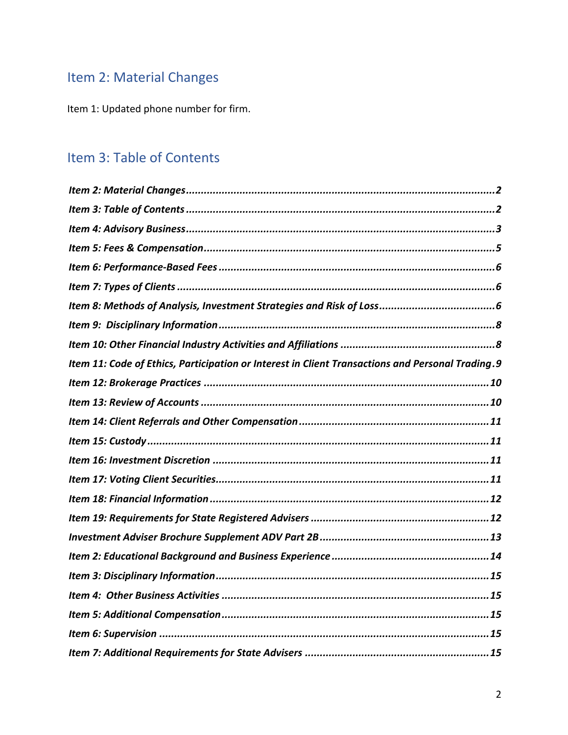## Item 2: Material Changes

Item 1: Updated phone number for firm.

## Item 3: Table of Contents

*Item 2: Material Changes ........................................................................................................2*

*Item 3: Table of Contents ........................................................................................................2*

*Item 4: Advisory Business ........................................................................................................3*

*Item 5: Fees & Compensation ..................................................................................................5*

*Item 6: Performance-Based Fees ...............................................................................................6*

*Item 7: Types of Clients ...........................................................................................................6*

*Item 8: Methods of Analysis, Investment Strategies and Risk of Loss ........................................6*

*Item 9: Disciplinary Information ...............................................................................................8*

*Item 10: Other Financial Industry Activities and Affiliations .....................................................8*

*Item 11: Code of Ethics, Participation or Interest in Client Transactions and Personal Trading .9*

*Item 12: Brokerage Practices ....................................................................................................10*

*Item 13: Review of Accounts ....................................................................................................10*

*Item 14: Client Referrals and Other Compensation ..................................................................11*

*Item 15: Custody .......................................................................................................................11*

*Item 16: Investment Discretion .................................................................................................11*

*Item 17: Voting Client Securities ...............................................................................................11*

*Item 18: Financial Information ..................................................................................................12*

*Item 19: Requirements for State Registered Advisers ...............................................................12*

*Investment Adviser Brochure Supplement ADV Part 2B ...........................................................13*

*Item 2: Educational Background and Business Experience .......................................................14*

*Item 3: Disciplinary Information ...............................................................................................15*

*Item 4: Other Business Activities .............................................................................................15*

*Item 5: Additional Compensation ..............................................................................................15*

*Item 6: Supervision ...................................................................................................................15*

*Item 7: Additional Requirements for State Advisers .................................................................15*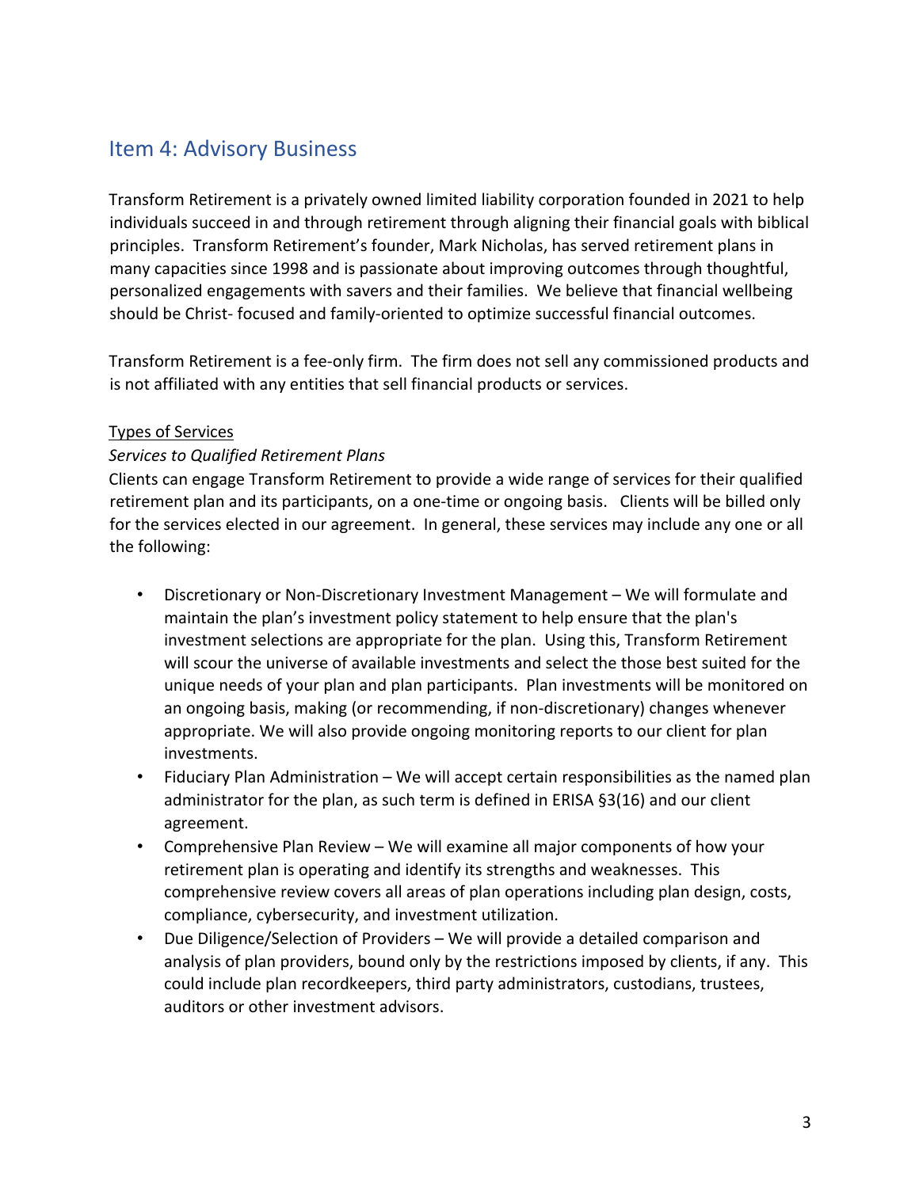## Item 4: Advisory Business

Transform Retirement is a privately owned limited liability corporation founded in 2021 to help individuals succeed in and through retirement through aligning their financial goals with biblical principles. Transform Retirement's founder, Mark Nicholas, has served retirement plans in many capacities since 1998 and is passionate about improving outcomes through thoughtful, personalized engagements with savers and their families. We believe that financial wellbeing should be Christ- focused and family-oriented to optimize successful financial outcomes.

Transform Retirement is a fee-only firm. The firm does not sell any commissioned products and is not affiliated with any entities that sell financial products or services.

<u>Types of Services</u>

*Services to Qualified Retirement Plans*

Clients can engage Transform Retirement to provide a wide range of services for their qualified retirement plan and its participants, on a one-time or ongoing basis. Clients will be billed only for the services elected in our agreement. In general, these services may include any one or all the following:

- Discretionary or Non-Discretionary Investment Management – We will formulate and maintain the plan's investment policy statement to help ensure that the plan's investment selections are appropriate for the plan. Using this, Transform Retirement will scour the universe of available investments and select the those best suited for the unique needs of your plan and plan participants. Plan investments will be monitored on an ongoing basis, making (or recommending, if non-discretionary) changes whenever appropriate. We will also provide ongoing monitoring reports to our client for plan investments.
- Fiduciary Plan Administration – We will accept certain responsibilities as the named plan administrator for the plan, as such term is defined in ERISA §3(16) and our client agreement.
- Comprehensive Plan Review – We will examine all major components of how your retirement plan is operating and identify its strengths and weaknesses. This comprehensive review covers all areas of plan operations including plan design, costs, compliance, cybersecurity, and investment utilization.
- Due Diligence/Selection of Providers – We will provide a detailed comparison and analysis of plan providers, bound only by the restrictions imposed by clients, if any. This could include plan recordkeepers, third party administrators, custodians, trustees, auditors or other investment advisors.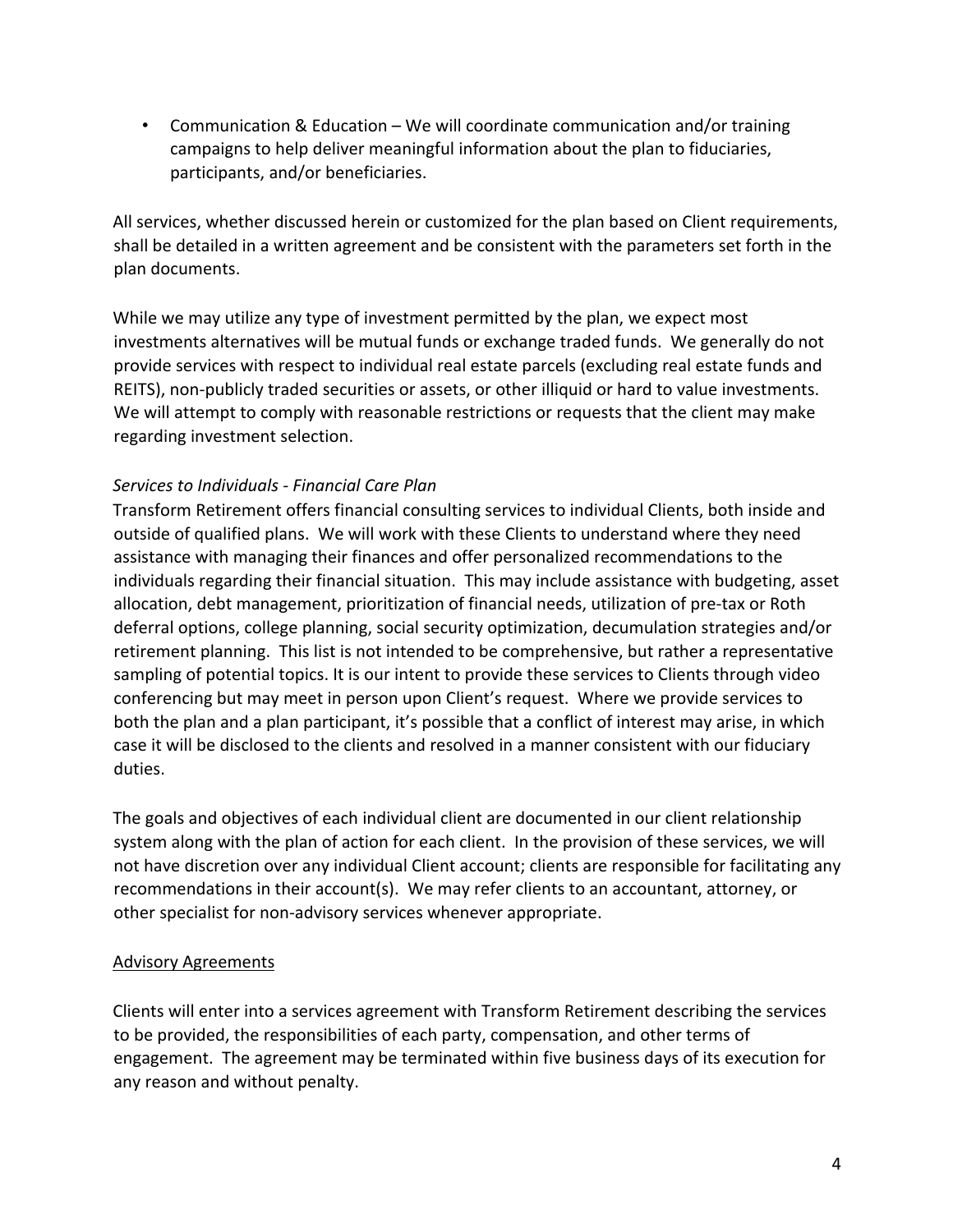- Communication & Education – We will coordinate communication and/or training campaigns to help deliver meaningful information about the plan to fiduciaries, participants, and/or beneficiaries.

All services, whether discussed herein or customized for the plan based on Client requirements, shall be detailed in a written agreement and be consistent with the parameters set forth in the plan documents.

While we may utilize any type of investment permitted by the plan, we expect most investments alternatives will be mutual funds or exchange traded funds. We generally do not provide services with respect to individual real estate parcels (excluding real estate funds and REITS), non-publicly traded securities or assets, or other illiquid or hard to value investments. We will attempt to comply with reasonable restrictions or requests that the client may make regarding investment selection.

*Services to Individuals - Financial Care Plan*

Transform Retirement offers financial consulting services to individual Clients, both inside and outside of qualified plans. We will work with these Clients to understand where they need assistance with managing their finances and offer personalized recommendations to the individuals regarding their financial situation. This may include assistance with budgeting, asset allocation, debt management, prioritization of financial needs, utilization of pre-tax or Roth deferral options, college planning, social security optimization, decumulation strategies and/or retirement planning. This list is not intended to be comprehensive, but rather a representative sampling of potential topics. It is our intent to provide these services to Clients through video conferencing but may meet in person upon Client's request. Where we provide services to both the plan and a plan participant, it's possible that a conflict of interest may arise, in which case it will be disclosed to the clients and resolved in a manner consistent with our fiduciary duties.

The goals and objectives of each individual client are documented in our client relationship system along with the plan of action for each client. In the provision of these services, we will not have discretion over any individual Client account; clients are responsible for facilitating any recommendations in their account(s). We may refer clients to an accountant, attorney, or other specialist for non-advisory services whenever appropriate.

<u>Advisory Agreements</u>

Clients will enter into a services agreement with Transform Retirement describing the services to be provided, the responsibilities of each party, compensation, and other terms of engagement. The agreement may be terminated within five business days of its execution for any reason and without penalty.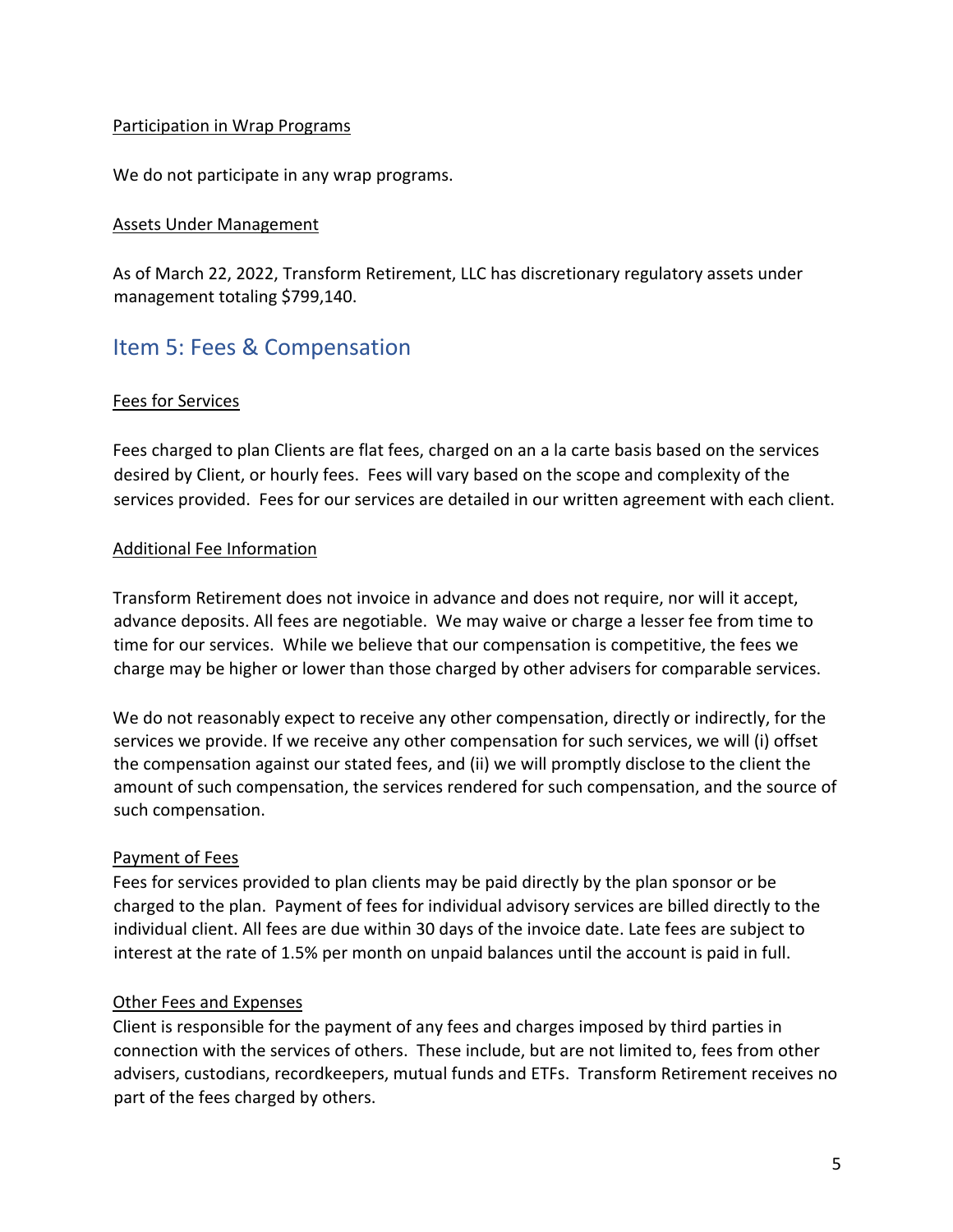### Participation in Wrap Programs

We do not participate in any wrap programs.

### Assets Under Management

As of March 22, 2022, Transform Retirement, LLC has discretionary regulatory assets under management totaling $799,140.

## Item 5: Fees & Compensation

### Fees for Services

Fees charged to plan Clients are flat fees, charged on an a la carte basis based on the services desired by Client, or hourly fees. Fees will vary based on the scope and complexity of the services provided. Fees for our services are detailed in our written agreement with each client.

### Additional Fee Information

Transform Retirement does not invoice in advance and does not require, nor will it accept, advance deposits. All fees are negotiable. We may waive or charge a lesser fee from time to time for our services. While we believe that our compensation is competitive, the fees we charge may be higher or lower than those charged by other advisers for comparable services.

We do not reasonably expect to receive any other compensation, directly or indirectly, for the services we provide. If we receive any other compensation for such services, we will (i) offset the compensation against our stated fees, and (ii) we will promptly disclose to the client the amount of such compensation, the services rendered for such compensation, and the source of such compensation.

### Payment of Fees

Fees for services provided to plan clients may be paid directly by the plan sponsor or be charged to the plan. Payment of fees for individual advisory services are billed directly to the individual client. All fees are due within 30 days of the invoice date. Late fees are subject to interest at the rate of 1.5% per month on unpaid balances until the account is paid in full.

### Other Fees and Expenses

Client is responsible for the payment of any fees and charges imposed by third parties in connection with the services of others. These include, but are not limited to, fees from other advisers, custodians, recordkeepers, mutual funds and ETFs. Transform Retirement receives no part of the fees charged by others.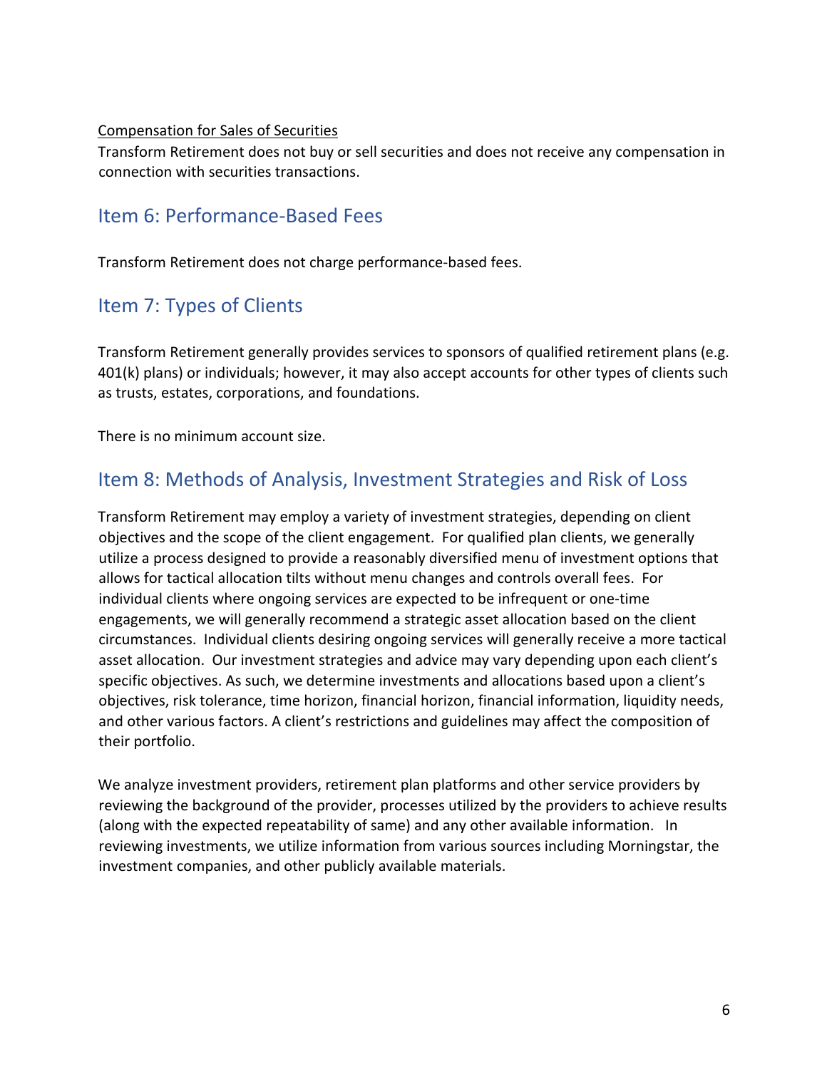Compensation for Sales of Securities

Transform Retirement does not buy or sell securities and does not receive any compensation in connection with securities transactions.

## Item 6: Performance-Based Fees

Transform Retirement does not charge performance-based fees.

## Item 7: Types of Clients

Transform Retirement generally provides services to sponsors of qualified retirement plans (e.g. 401(k) plans) or individuals; however, it may also accept accounts for other types of clients such as trusts, estates, corporations, and foundations.

There is no minimum account size.

## Item 8: Methods of Analysis, Investment Strategies and Risk of Loss

Transform Retirement may employ a variety of investment strategies, depending on client objectives and the scope of the client engagement. For qualified plan clients, we generally utilize a process designed to provide a reasonably diversified menu of investment options that allows for tactical allocation tilts without menu changes and controls overall fees. For individual clients where ongoing services are expected to be infrequent or one-time engagements, we will generally recommend a strategic asset allocation based on the client circumstances. Individual clients desiring ongoing services will generally receive a more tactical asset allocation. Our investment strategies and advice may vary depending upon each client's specific objectives. As such, we determine investments and allocations based upon a client's objectives, risk tolerance, time horizon, financial horizon, financial information, liquidity needs, and other various factors. A client's restrictions and guidelines may affect the composition of their portfolio.

We analyze investment providers, retirement plan platforms and other service providers by reviewing the background of the provider, processes utilized by the providers to achieve results (along with the expected repeatability of same) and any other available information. In reviewing investments, we utilize information from various sources including Morningstar, the investment companies, and other publicly available materials.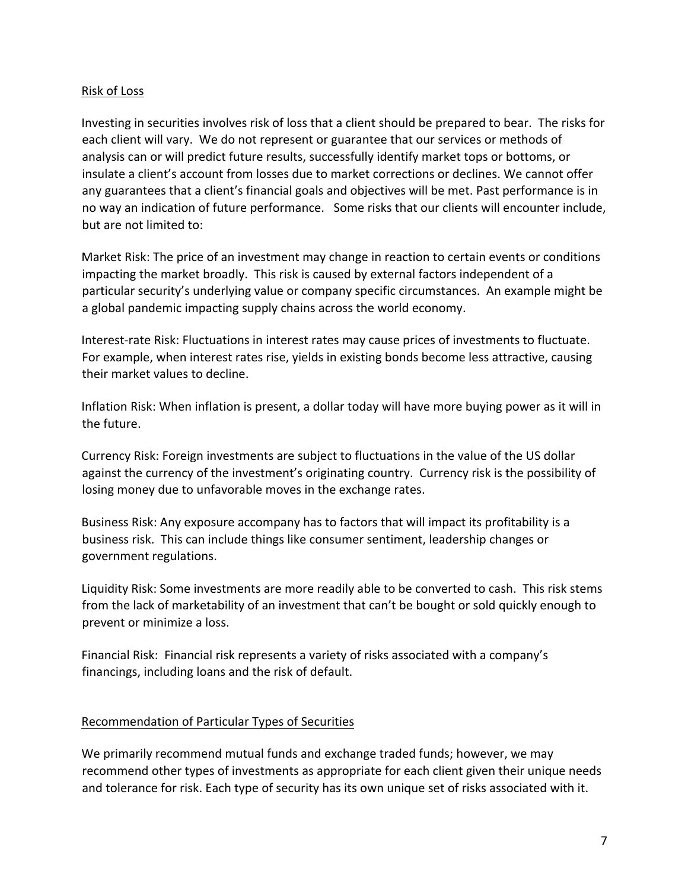Risk of Loss

Investing in securities involves risk of loss that a client should be prepared to bear. The risks for each client will vary. We do not represent or guarantee that our services or methods of analysis can or will predict future results, successfully identify market tops or bottoms, or insulate a client's account from losses due to market corrections or declines. We cannot offer any guarantees that a client's financial goals and objectives will be met. Past performance is in no way an indication of future performance. Some risks that our clients will encounter include, but are not limited to:

Market Risk: The price of an investment may change in reaction to certain events or conditions impacting the market broadly. This risk is caused by external factors independent of a particular security's underlying value or company specific circumstances. An example might be a global pandemic impacting supply chains across the world economy.

Interest-rate Risk: Fluctuations in interest rates may cause prices of investments to fluctuate. For example, when interest rates rise, yields in existing bonds become less attractive, causing their market values to decline.

Inflation Risk: When inflation is present, a dollar today will have more buying power as it will in the future.

Currency Risk: Foreign investments are subject to fluctuations in the value of the US dollar against the currency of the investment's originating country. Currency risk is the possibility of losing money due to unfavorable moves in the exchange rates.

Business Risk: Any exposure accompany has to factors that will impact its profitability is a business risk. This can include things like consumer sentiment, leadership changes or government regulations.

Liquidity Risk: Some investments are more readily able to be converted to cash. This risk stems from the lack of marketability of an investment that can't be bought or sold quickly enough to prevent or minimize a loss.

Financial Risk: Financial risk represents a variety of risks associated with a company's financings, including loans and the risk of default.

Recommendation of Particular Types of Securities

We primarily recommend mutual funds and exchange traded funds; however, we may recommend other types of investments as appropriate for each client given their unique needs and tolerance for risk. Each type of security has its own unique set of risks associated with it.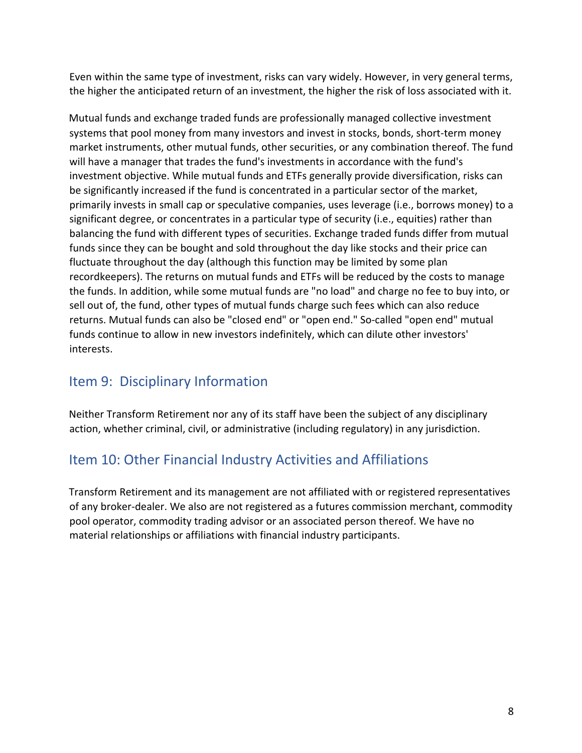Even within the same type of investment, risks can vary widely. However, in very general terms, the higher the anticipated return of an investment, the higher the risk of loss associated with it.

Mutual funds and exchange traded funds are professionally managed collective investment systems that pool money from many investors and invest in stocks, bonds, short-term money market instruments, other mutual funds, other securities, or any combination thereof. The fund will have a manager that trades the fund's investments in accordance with the fund's investment objective. While mutual funds and ETFs generally provide diversification, risks can be significantly increased if the fund is concentrated in a particular sector of the market, primarily invests in small cap or speculative companies, uses leverage (i.e., borrows money) to a significant degree, or concentrates in a particular type of security (i.e., equities) rather than balancing the fund with different types of securities. Exchange traded funds differ from mutual funds since they can be bought and sold throughout the day like stocks and their price can fluctuate throughout the day (although this function may be limited by some plan recordkeepers). The returns on mutual funds and ETFs will be reduced by the costs to manage the funds. In addition, while some mutual funds are "no load" and charge no fee to buy into, or sell out of, the fund, other types of mutual funds charge such fees which can also reduce returns. Mutual funds can also be "closed end" or "open end." So-called "open end" mutual funds continue to allow in new investors indefinitely, which can dilute other investors' interests.

## Item 9: Disciplinary Information

Neither Transform Retirement nor any of its staff have been the subject of any disciplinary action, whether criminal, civil, or administrative (including regulatory) in any jurisdiction.

## Item 10: Other Financial Industry Activities and Affiliations

Transform Retirement and its management are not affiliated with or registered representatives of any broker-dealer. We also are not registered as a futures commission merchant, commodity pool operator, commodity trading advisor or an associated person thereof. We have no material relationships or affiliations with financial industry participants.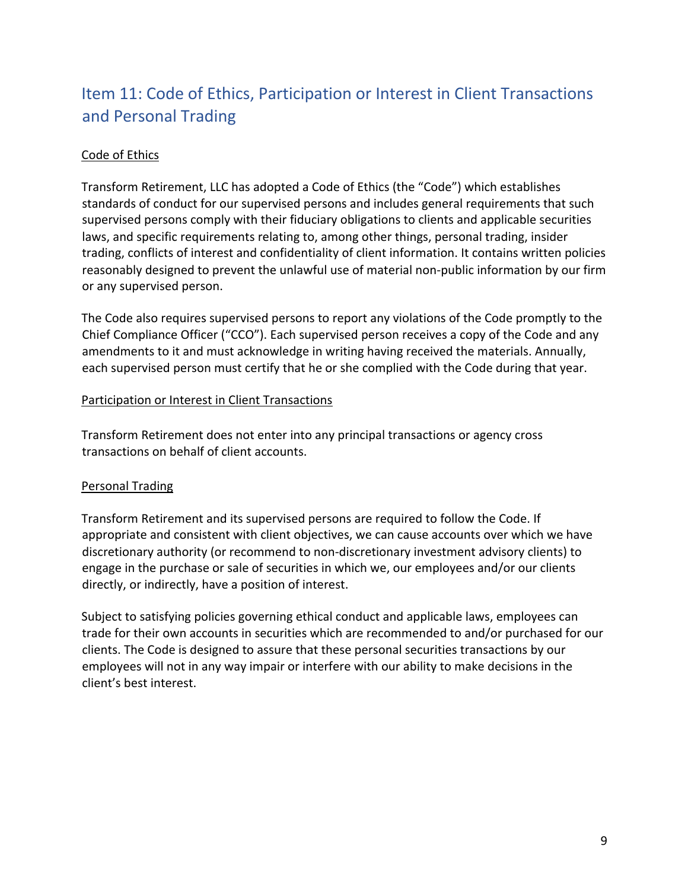## Item 11: Code of Ethics, Participation or Interest in Client Transactions and Personal Trading

### Code of Ethics

Transform Retirement, LLC has adopted a Code of Ethics (the "Code") which establishes standards of conduct for our supervised persons and includes general requirements that such supervised persons comply with their fiduciary obligations to clients and applicable securities laws, and specific requirements relating to, among other things, personal trading, insider trading, conflicts of interest and confidentiality of client information. It contains written policies reasonably designed to prevent the unlawful use of material non-public information by our firm or any supervised person.

The Code also requires supervised persons to report any violations of the Code promptly to the Chief Compliance Officer ("CCO"). Each supervised person receives a copy of the Code and any amendments to it and must acknowledge in writing having received the materials. Annually, each supervised person must certify that he or she complied with the Code during that year.

### Participation or Interest in Client Transactions

Transform Retirement does not enter into any principal transactions or agency cross transactions on behalf of client accounts.

### Personal Trading

Transform Retirement and its supervised persons are required to follow the Code. If appropriate and consistent with client objectives, we can cause accounts over which we have discretionary authority (or recommend to non-discretionary investment advisory clients) to engage in the purchase or sale of securities in which we, our employees and/or our clients directly, or indirectly, have a position of interest.

Subject to satisfying policies governing ethical conduct and applicable laws, employees can trade for their own accounts in securities which are recommended to and/or purchased for our clients. The Code is designed to assure that these personal securities transactions by our employees will not in any way impair or interfere with our ability to make decisions in the client's best interest.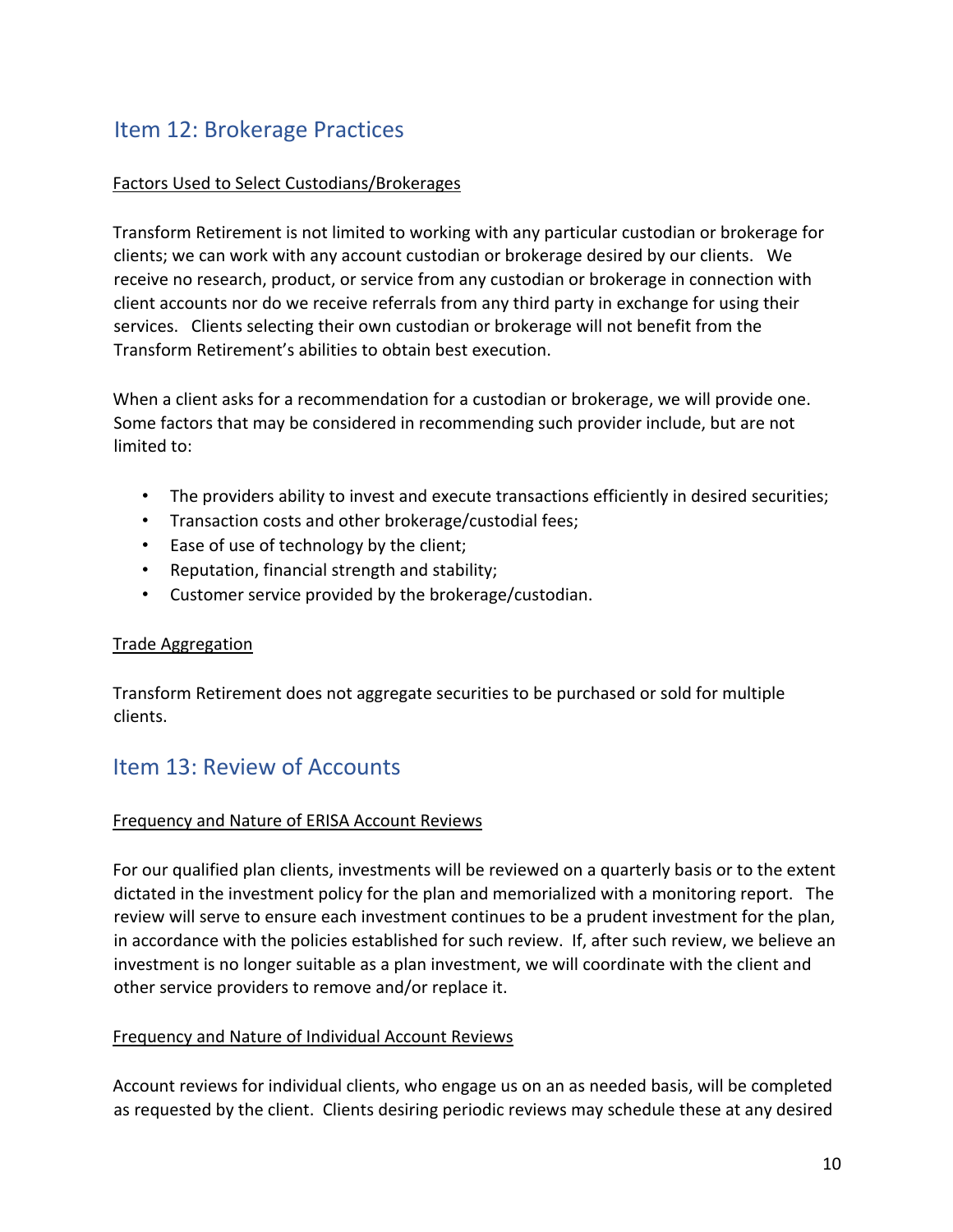## Item 12: Brokerage Practices

Factors Used to Select Custodians/Brokerages

Transform Retirement is not limited to working with any particular custodian or brokerage for clients; we can work with any account custodian or brokerage desired by our clients. We receive no research, product, or service from any custodian or brokerage in connection with client accounts nor do we receive referrals from any third party in exchange for using their services. Clients selecting their own custodian or brokerage will not benefit from the Transform Retirement's abilities to obtain best execution.

When a client asks for a recommendation for a custodian or brokerage, we will provide one. Some factors that may be considered in recommending such provider include, but are not limited to:

- The providers ability to invest and execute transactions efficiently in desired securities;
- Transaction costs and other brokerage/custodial fees;
- Ease of use of technology by the client;
- Reputation, financial strength and stability;
- Customer service provided by the brokerage/custodian.

Trade Aggregation

Transform Retirement does not aggregate securities to be purchased or sold for multiple clients.

## Item 13: Review of Accounts

Frequency and Nature of ERISA Account Reviews

For our qualified plan clients, investments will be reviewed on a quarterly basis or to the extent dictated in the investment policy for the plan and memorialized with a monitoring report. The review will serve to ensure each investment continues to be a prudent investment for the plan, in accordance with the policies established for such review. If, after such review, we believe an investment is no longer suitable as a plan investment, we will coordinate with the client and other service providers to remove and/or replace it.

Frequency and Nature of Individual Account Reviews

Account reviews for individual clients, who engage us on an as needed basis, will be completed as requested by the client. Clients desiring periodic reviews may schedule these at any desired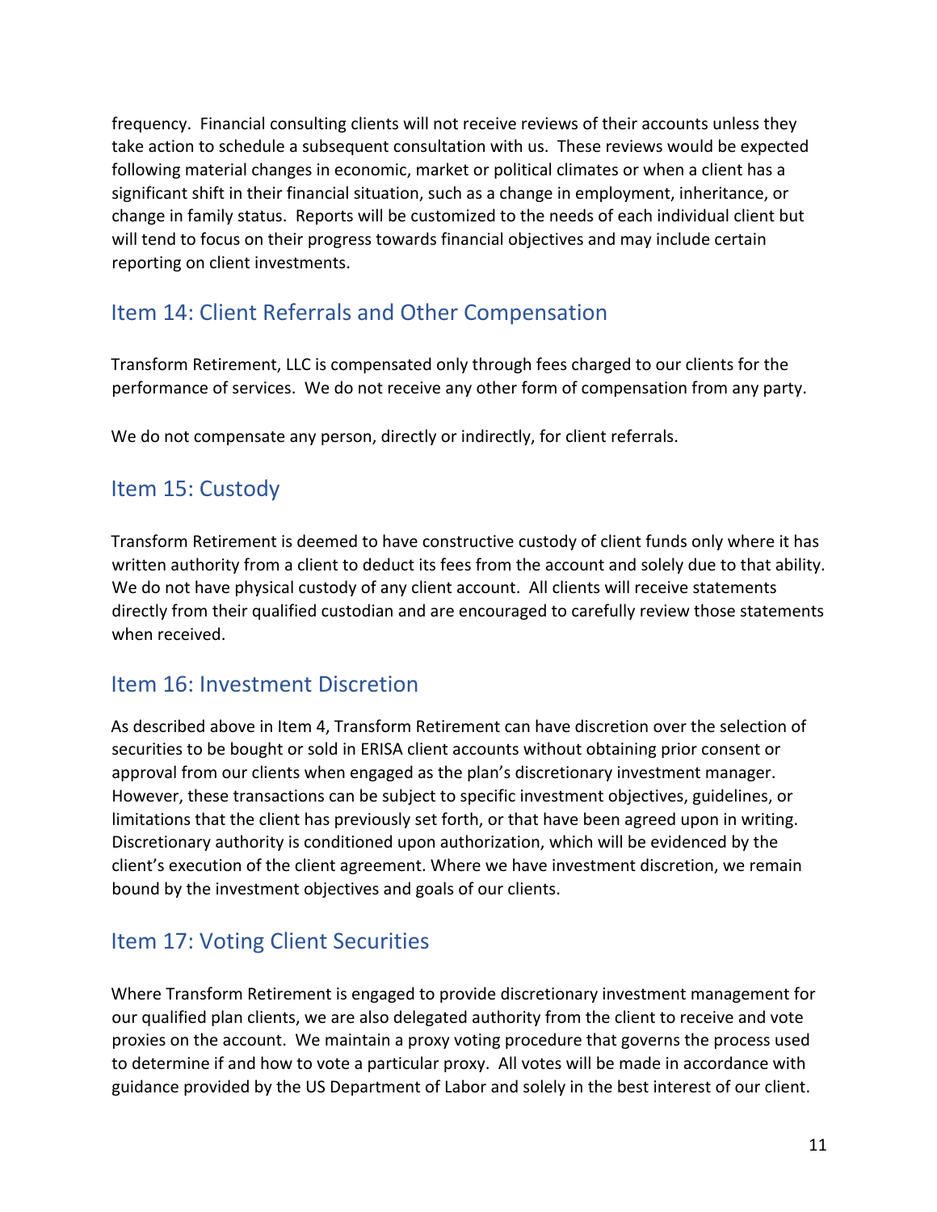frequency. Financial consulting clients will not receive reviews of their accounts unless they take action to schedule a subsequent consultation with us. These reviews would be expected following material changes in economic, market or political climates or when a client has a significant shift in their financial situation, such as a change in employment, inheritance, or change in family status. Reports will be customized to the needs of each individual client but will tend to focus on their progress towards financial objectives and may include certain reporting on client investments.

## Item 14: Client Referrals and Other Compensation

Transform Retirement, LLC is compensated only through fees charged to our clients for the performance of services. We do not receive any other form of compensation from any party.

We do not compensate any person, directly or indirectly, for client referrals.

## Item 15: Custody

Transform Retirement is deemed to have constructive custody of client funds only where it has written authority from a client to deduct its fees from the account and solely due to that ability. We do not have physical custody of any client account. All clients will receive statements directly from their qualified custodian and are encouraged to carefully review those statements when received.

## Item 16: Investment Discretion

As described above in Item 4, Transform Retirement can have discretion over the selection of securities to be bought or sold in ERISA client accounts without obtaining prior consent or approval from our clients when engaged as the plan's discretionary investment manager. However, these transactions can be subject to specific investment objectives, guidelines, or limitations that the client has previously set forth, or that have been agreed upon in writing. Discretionary authority is conditioned upon authorization, which will be evidenced by the client's execution of the client agreement. Where we have investment discretion, we remain bound by the investment objectives and goals of our clients.

## Item 17: Voting Client Securities

Where Transform Retirement is engaged to provide discretionary investment management for our qualified plan clients, we are also delegated authority from the client to receive and vote proxies on the account. We maintain a proxy voting procedure that governs the process used to determine if and how to vote a particular proxy. All votes will be made in accordance with guidance provided by the US Department of Labor and solely in the best interest of our client.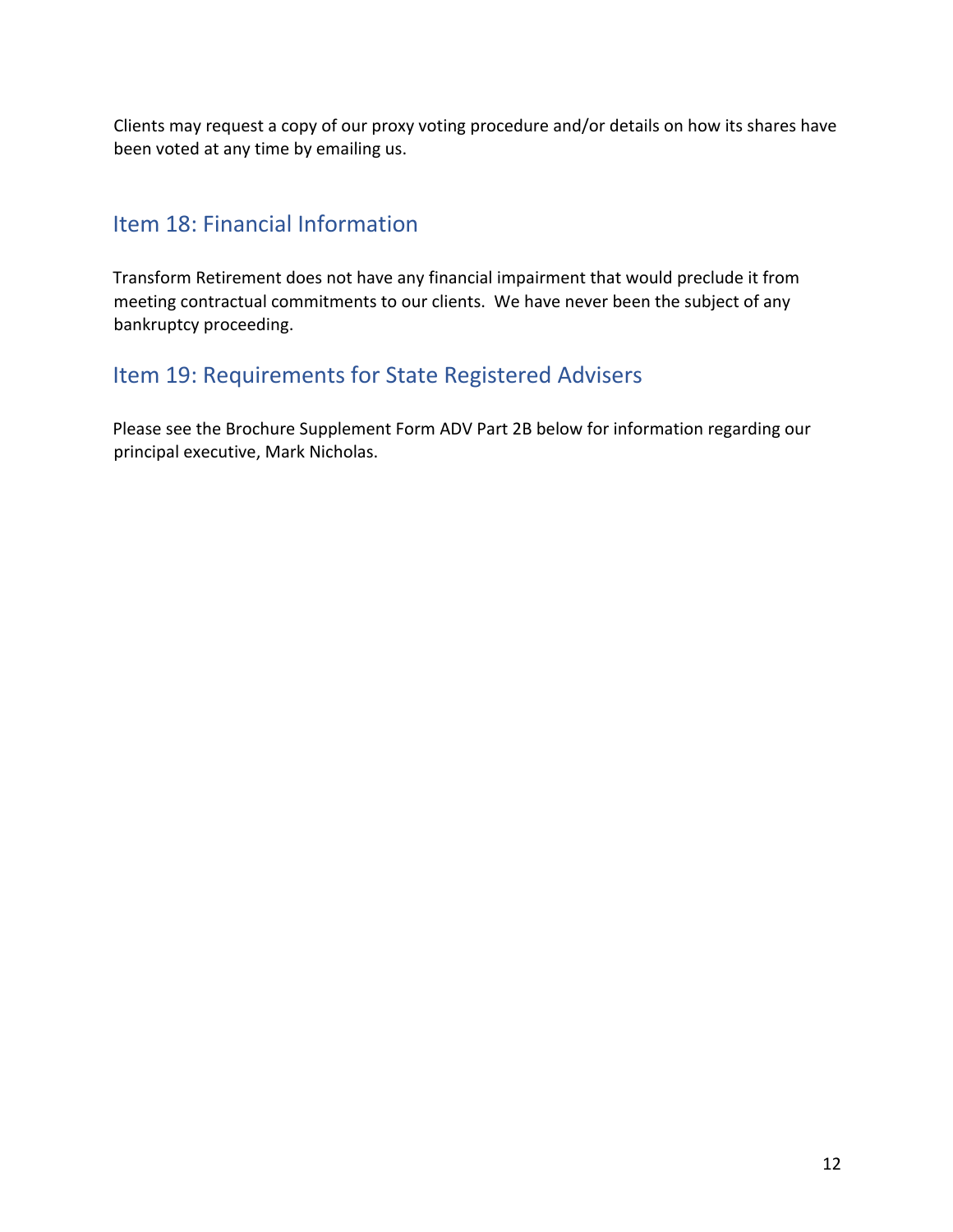Clients may request a copy of our proxy voting procedure and/or details on how its shares have been voted at any time by emailing us.

## Item 18: Financial Information

Transform Retirement does not have any financial impairment that would preclude it from meeting contractual commitments to our clients. We have never been the subject of any bankruptcy proceeding.

## Item 19: Requirements for State Registered Advisers

Please see the Brochure Supplement Form ADV Part 2B below for information regarding our principal executive, Mark Nicholas.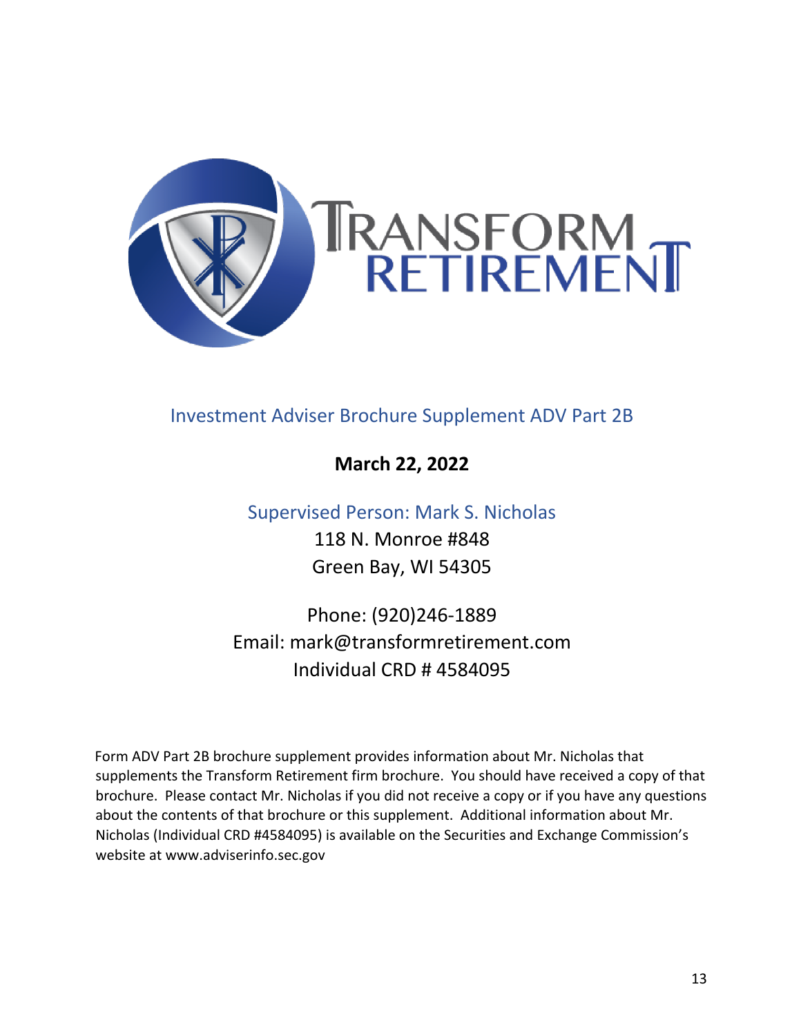# Investment Adviser Brochure Supplement ADV Part 2B

**March 22, 2022**

Supervised Person: Mark S. Nicholas

118 N. Monroe #848
Green Bay, WI 54305

Phone: (920)246-1889
Email: mark@transformretirement.com
Individual CRD # 4584095

Form ADV Part 2B brochure supplement provides information about Mr. Nicholas that supplements the Transform Retirement firm brochure. You should have received a copy of that brochure. Please contact Mr. Nicholas if you did not receive a copy or if you have any questions about the contents of that brochure or this supplement. Additional information about Mr. Nicholas (Individual CRD #4584095) is available on the Securities and Exchange Commission's website at www.adviserinfo.sec.gov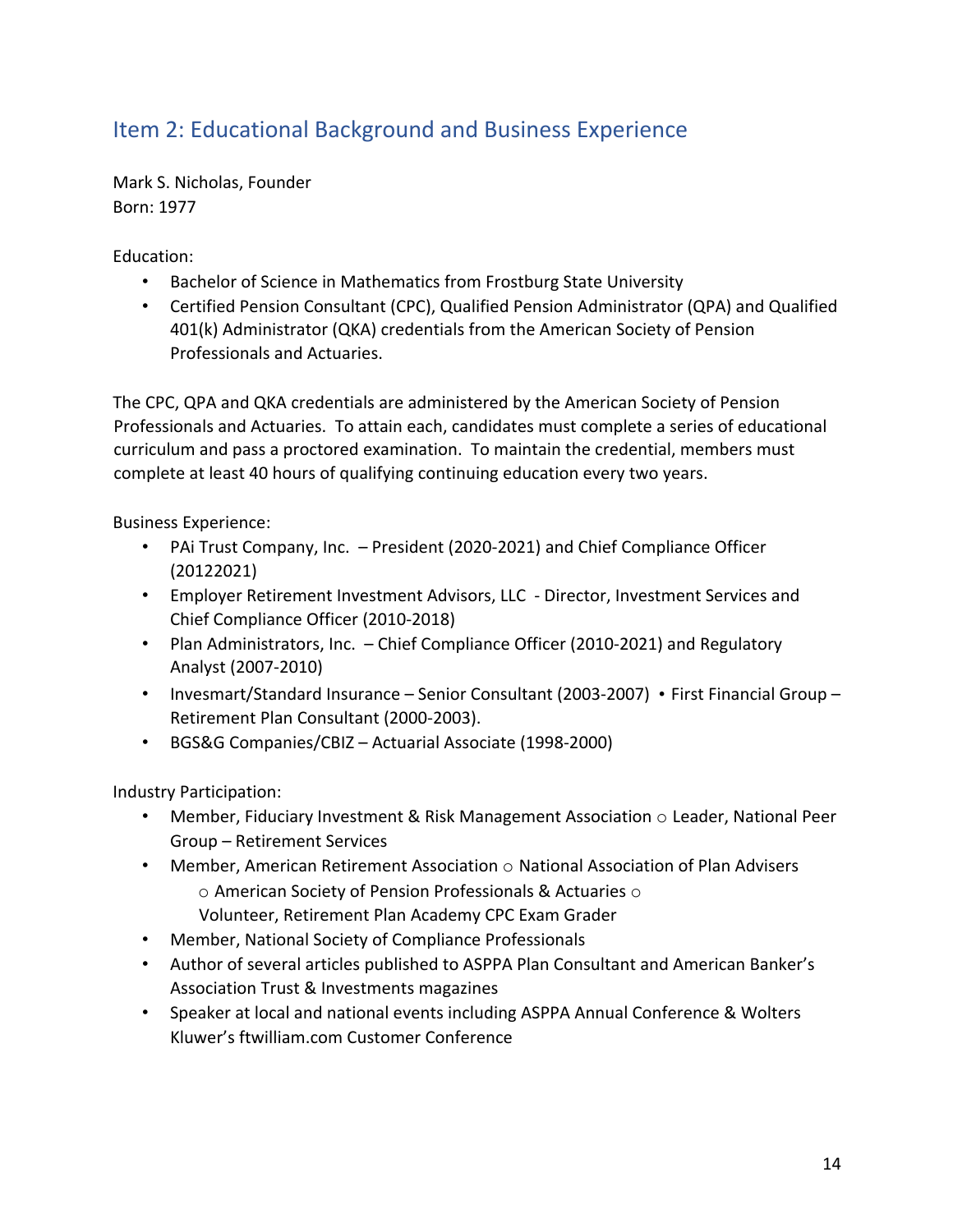## Item 2: Educational Background and Business Experience

Mark S. Nicholas, Founder
Born: 1977

Education:

- Bachelor of Science in Mathematics from Frostburg State University
- Certified Pension Consultant (CPC), Qualified Pension Administrator (QPA) and Qualified 401(k) Administrator (QKA) credentials from the American Society of Pension Professionals and Actuaries.

The CPC, QPA and QKA credentials are administered by the American Society of Pension Professionals and Actuaries. To attain each, candidates must complete a series of educational curriculum and pass a proctored examination. To maintain the credential, members must complete at least 40 hours of qualifying continuing education every two years.

Business Experience:

- PAi Trust Company, Inc. – President (2020-2021) and Chief Compliance Officer (20122021)
- Employer Retirement Investment Advisors, LLC - Director, Investment Services and Chief Compliance Officer (2010-2018)
- Plan Administrators, Inc. – Chief Compliance Officer (2010-2021) and Regulatory Analyst (2007-2010)
- Invesmart/Standard Insurance – Senior Consultant (2003-2007) • First Financial Group – Retirement Plan Consultant (2000-2003).
- BGS&G Companies/CBIZ – Actuarial Associate (1998-2000)

Industry Participation:

- Member, Fiduciary Investment & Risk Management Association
  - Leader, National Peer Group – Retirement Services
- Member, American Retirement Association
  - National Association of Plan Advisers
  - American Society of Pension Professionals & Actuaries
  - Volunteer, Retirement Plan Academy CPC Exam Grader
- Member, National Society of Compliance Professionals
- Author of several articles published to ASPPA Plan Consultant and American Banker's Association Trust & Investments magazines
- Speaker at local and national events including ASPPA Annual Conference & Wolters Kluwer's ftwilliam.com Customer Conference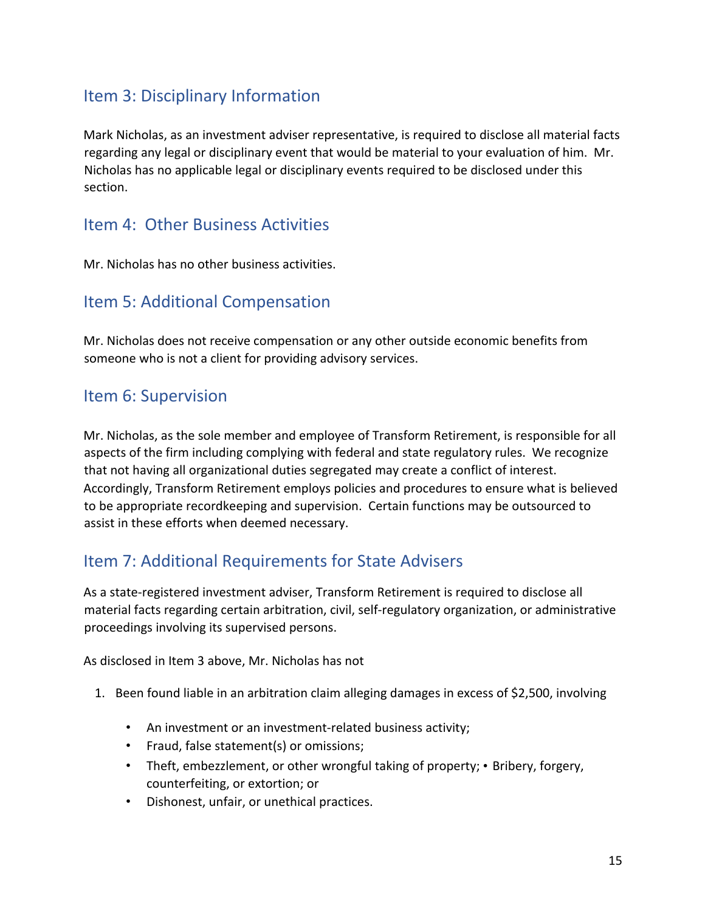## Item 3: Disciplinary Information

Mark Nicholas, as an investment adviser representative, is required to disclose all material facts regarding any legal or disciplinary event that would be material to your evaluation of him. Mr. Nicholas has no applicable legal or disciplinary events required to be disclosed under this section.

## Item 4: Other Business Activities

Mr. Nicholas has no other business activities.

## Item 5: Additional Compensation

Mr. Nicholas does not receive compensation or any other outside economic benefits from someone who is not a client for providing advisory services.

## Item 6: Supervision

Mr. Nicholas, as the sole member and employee of Transform Retirement, is responsible for all aspects of the firm including complying with federal and state regulatory rules. We recognize that not having all organizational duties segregated may create a conflict of interest. Accordingly, Transform Retirement employs policies and procedures to ensure what is believed to be appropriate recordkeeping and supervision. Certain functions may be outsourced to assist in these efforts when deemed necessary.

## Item 7: Additional Requirements for State Advisers

As a state-registered investment adviser, Transform Retirement is required to disclose all material facts regarding certain arbitration, civil, self-regulatory organization, or administrative proceedings involving its supervised persons.

As disclosed in Item 3 above, Mr. Nicholas has not

1. Been found liable in an arbitration claim alleging damages in excess of $2,500, involving
    - An investment or an investment-related business activity;
    - Fraud, false statement(s) or omissions;
    - Theft, embezzlement, or other wrongful taking of property; • Bribery, forgery, counterfeiting, or extortion; or
    - Dishonest, unfair, or unethical practices.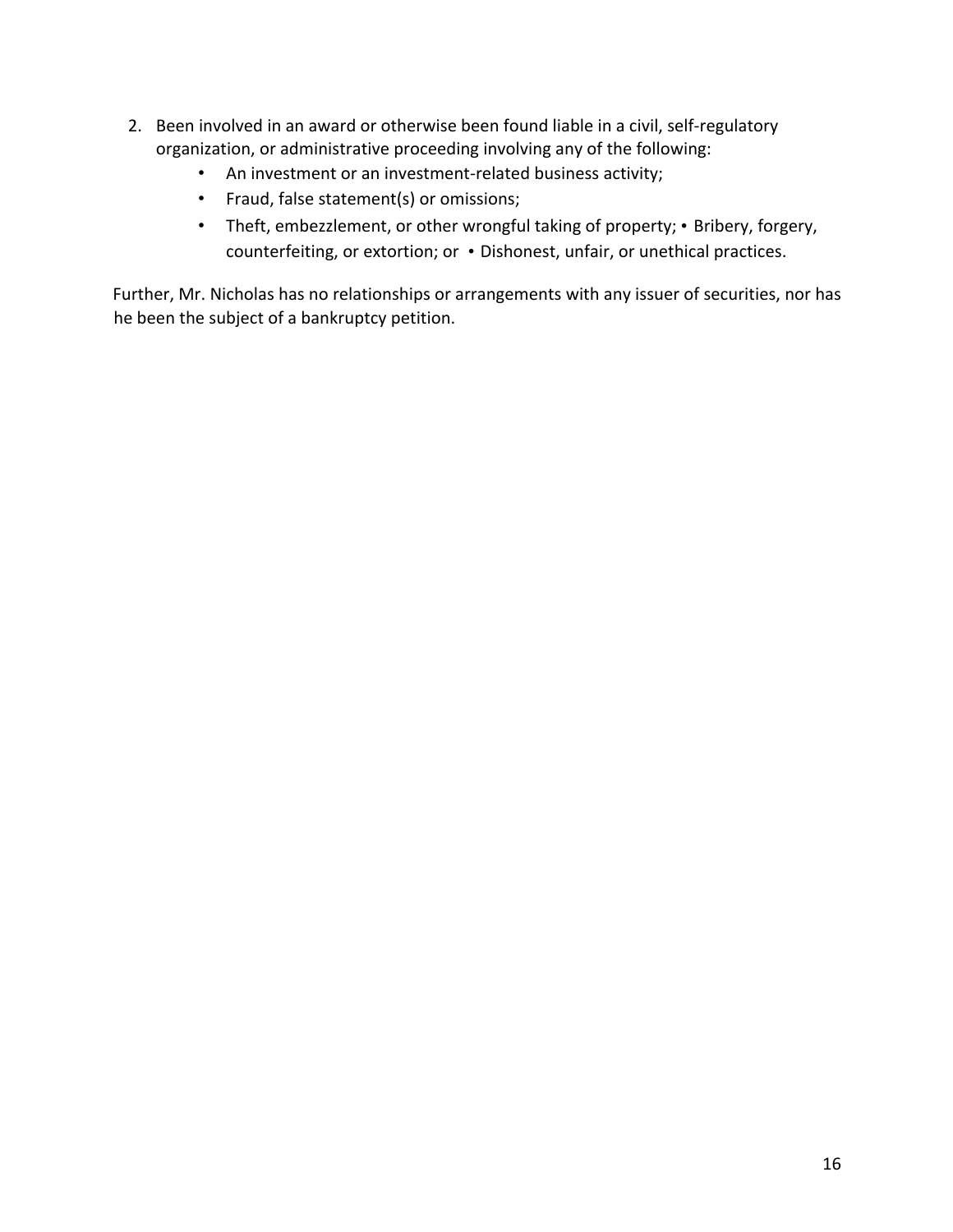2. Been involved in an award or otherwise been found liable in a civil, self-regulatory organization, or administrative proceeding involving any of the following:
    - An investment or an investment-related business activity;
    - Fraud, false statement(s) or omissions;
    - Theft, embezzlement, or other wrongful taking of property; • Bribery, forgery, counterfeiting, or extortion; or • Dishonest, unfair, or unethical practices.

Further, Mr. Nicholas has no relationships or arrangements with any issuer of securities, nor has he been the subject of a bankruptcy petition.